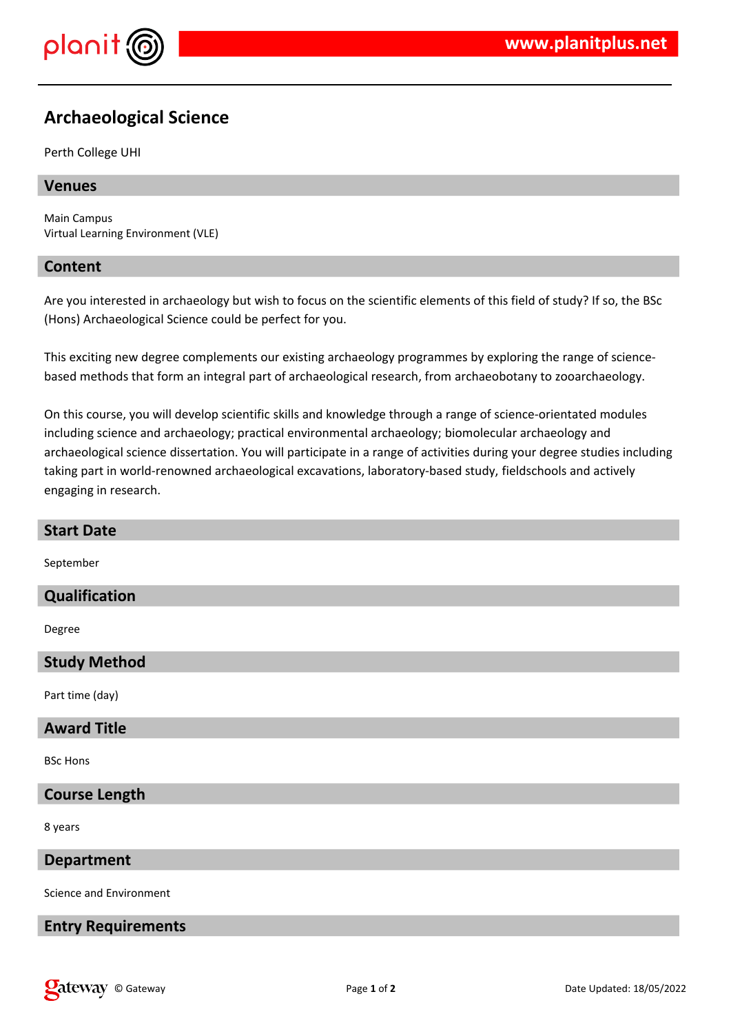# Archaeological Science

Perth College UHI

## Venues

Main Campus
Virtual Learning Environment (VLE)

## Content

Are you interested in archaeology but wish to focus on the scientific elements of this field of study? If so, the BSc (Hons) Archaeological Science could be perfect for you.

This exciting new degree complements our existing archaeology programmes by exploring the range of science-based methods that form an integral part of archaeological research, from archaeobotany to zooarchaeology.

On this course, you will develop scientific skills and knowledge through a range of science-orientated modules including science and archaeology; practical environmental archaeology; biomolecular archaeology and archaeological science dissertation. You will participate in a range of activities during your degree studies including taking part in world-renowned archaeological excavations, laboratory-based study, fieldschools and actively engaging in research.

## Start Date

September

## Qualification

Degree

## Study Method

Part time (day)

## Award Title

BSc Hons

## Course Length

8 years

## Department

Science and Environment

## Entry Requirements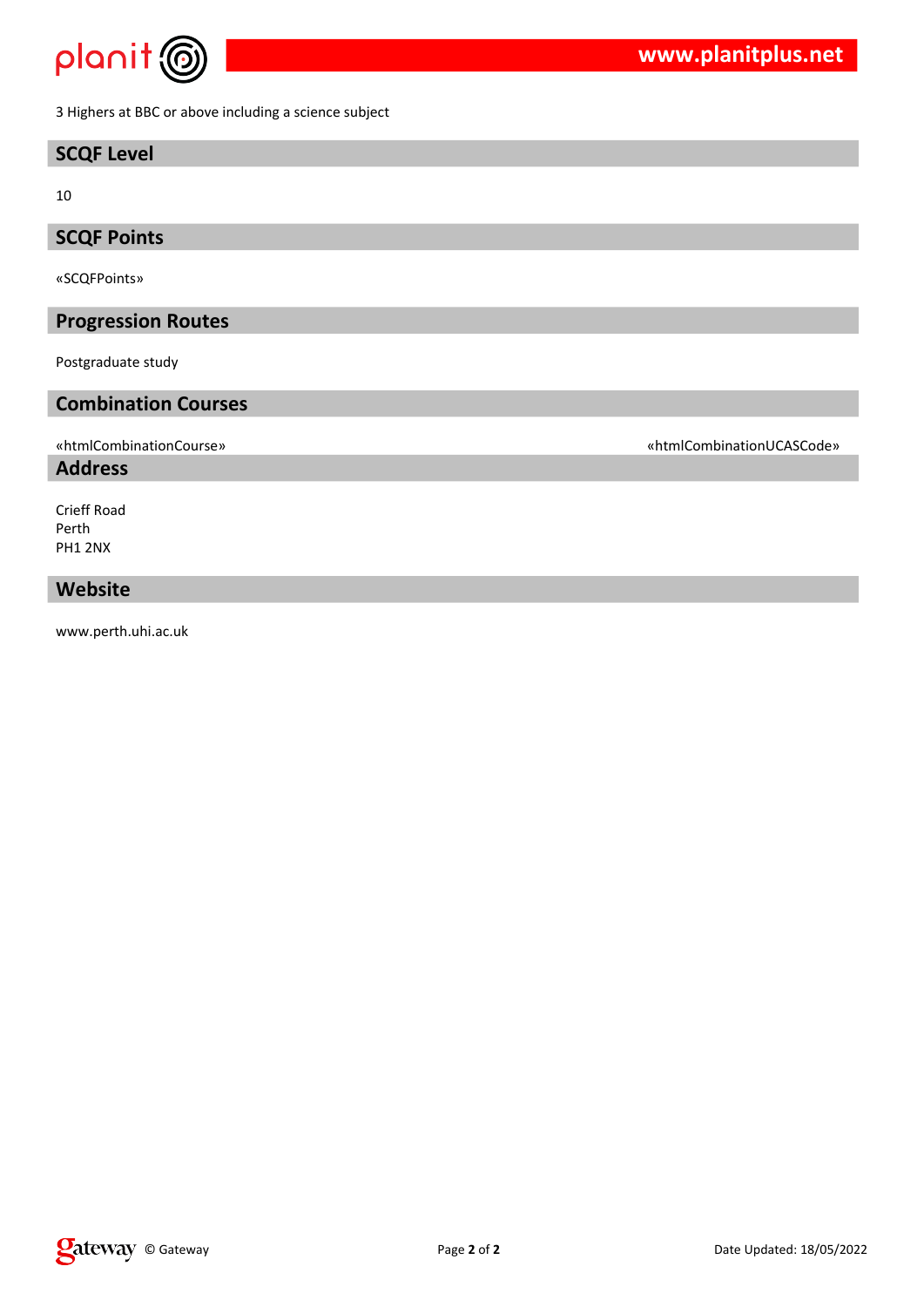3 Highers at BBC or above including a science subject

## SCQF Level

10

## SCQF Points

«SCQFPoints»

## Progression Routes

Postgraduate study

## Combination Courses

«htmlCombinationCourse» «htmlCombinationUCASCode»

## Address

Crieff Road
Perth
PH1 2NX

## Website

www.perth.uhi.ac.uk